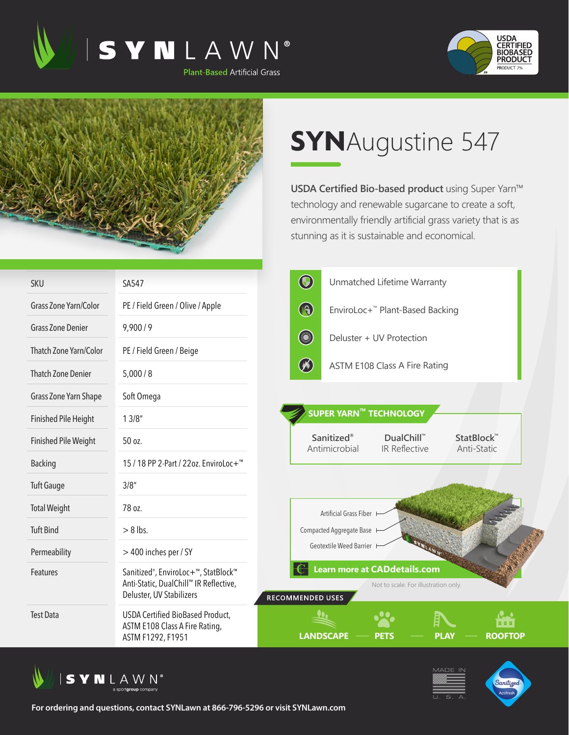# SYNLAWN

Plant-Based Artificial Grass

USDA CERTIFIED BIOBASED PRODUCT
PRODUCT 7%

# SYNAugustine 547

**USDA Certified Bio-based product** using Super Yarn™ technology and renewable sugarcane to create a soft, environmentally friendly artificial grass variety that is as stunning as it is sustainable and economical.

| SKU | SA547 |
|---|---|
| Grass Zone Yarn/Color | PE / Field Green / Olive / Apple |
| Grass Zone Denier | 9,900 / 9 |
| Thatch Zone Yarn/Color | PE / Field Green / Beige |
| Thatch Zone Denier | 5,000 / 8 |
| Grass Zone Yarn Shape | Soft Omega |
| Finished Pile Height | 1 3/8" |
| Finished Pile Weight | 50 oz. |
| Backing | 15 / 18 PP 2-Part / 22oz. EnviroLoc+™ |
| Tuft Gauge | 3/8" |
| Total Weight | 78 oz. |
| Tuft Bind | > 8 lbs. |
| Permeability | > 400 inches per / SY |
| Features | Sanitized®, EnviroLoc+™, StatBlock™ Anti-Static, DualChill™ IR Reflective, Deluster, UV Stabilizers |
| Test Data | USDA Certified BioBased Product, ASTM E108 Class A Fire Rating, ASTM F1292, F1951 |

- Unmatched Lifetime Warranty
- EnviroLoc+™ Plant-Based Backing
- Deluster + UV Protection
- ASTM E108 Class A Fire Rating

## SUPER YARN™ TECHNOLOGY

- **Sanitized®** Antimicrobial
- **DualChill™** IR Reflective
- **StatBlock™** Anti-Static

Artificial Grass Fiber
Compacted Aggregate Base
Geotextile Weed Barrier

**Learn more at CADdetails.com**

Not to scale. For illustration only.

## RECOMMENDED USES

LANDSCAPE — PETS — PLAY — ROOFTOP

SYNLAWN® a sportgroup company

MADE IN U. S. A.

Sanitized Actifresh

**For ordering and questions, contact SYNLawn at 866-796-5296 or visit SYNLawn.com**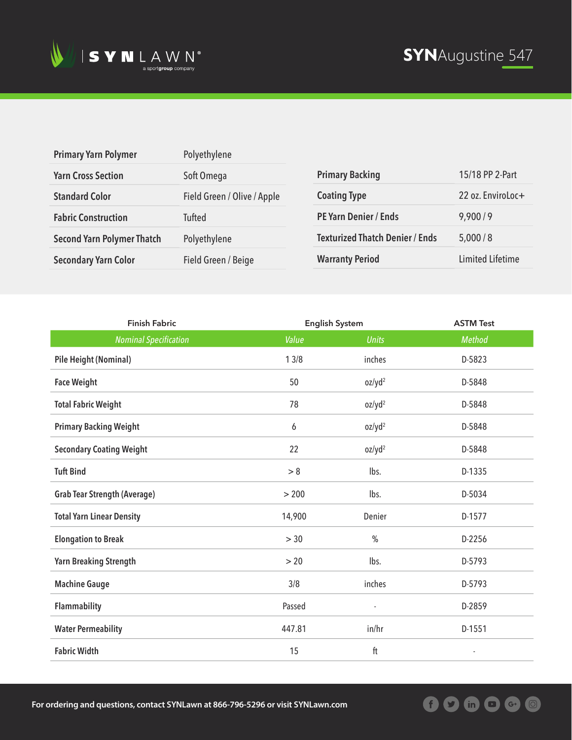# SYNAugustine 547

| | |
|---|---|
| Primary Yarn Polymer | Polyethylene |
| Yarn Cross Section | Soft Omega |
| Standard Color | Field Green / Olive / Apple |
| Fabric Construction | Tufted |
| Second Yarn Polymer Thatch | Polyethylene |
| Secondary Yarn Color | Field Green / Beige |

| | |
|---|---|
| Primary Backing | 15/18 PP 2-Part |
| Coating Type | 22 oz. EnviroLoc+ |
| PE Yarn Denier / Ends | 9,900 / 9 |
| Texturized Thatch Denier / Ends | 5,000 / 8 |
| Warranty Period | Limited Lifetime |

| Finish Fabric | English System | | ASTM Test |
|---|---|---|---|
| *Nominal Specification* | *Value* | *Units* | *Method* |
| Pile Height (Nominal) | 1 3/8 | inches | D-5823 |
| Face Weight | 50 | oz/yd$^2$ | D-5848 |
| Total Fabric Weight | 78 | oz/yd$^2$ | D-5848 |
| Primary Backing Weight | 6 | oz/yd$^2$ | D-5848 |
| Secondary Coating Weight | 22 | oz/yd$^2$ | D-5848 |
| Tuft Bind | > 8 | lbs. | D-1335 |
| Grab Tear Strength (Average) | > 200 | lbs. | D-5034 |
| Total Yarn Linear Density | 14,900 | Denier | D-1577 |
| Elongation to Break | > 30 | % | D-2256 |
| Yarn Breaking Strength | > 20 | lbs. | D-5793 |
| Machine Gauge | 3/8 | inches | D-5793 |
| Flammability | Passed | - | D-2859 |
| Water Permeability | 447.81 | in/hr | D-1551 |
| Fabric Width | 15 | ft | - |

For ordering and questions, contact SYNLawn at 866-796-5296 or visit SYNLawn.com